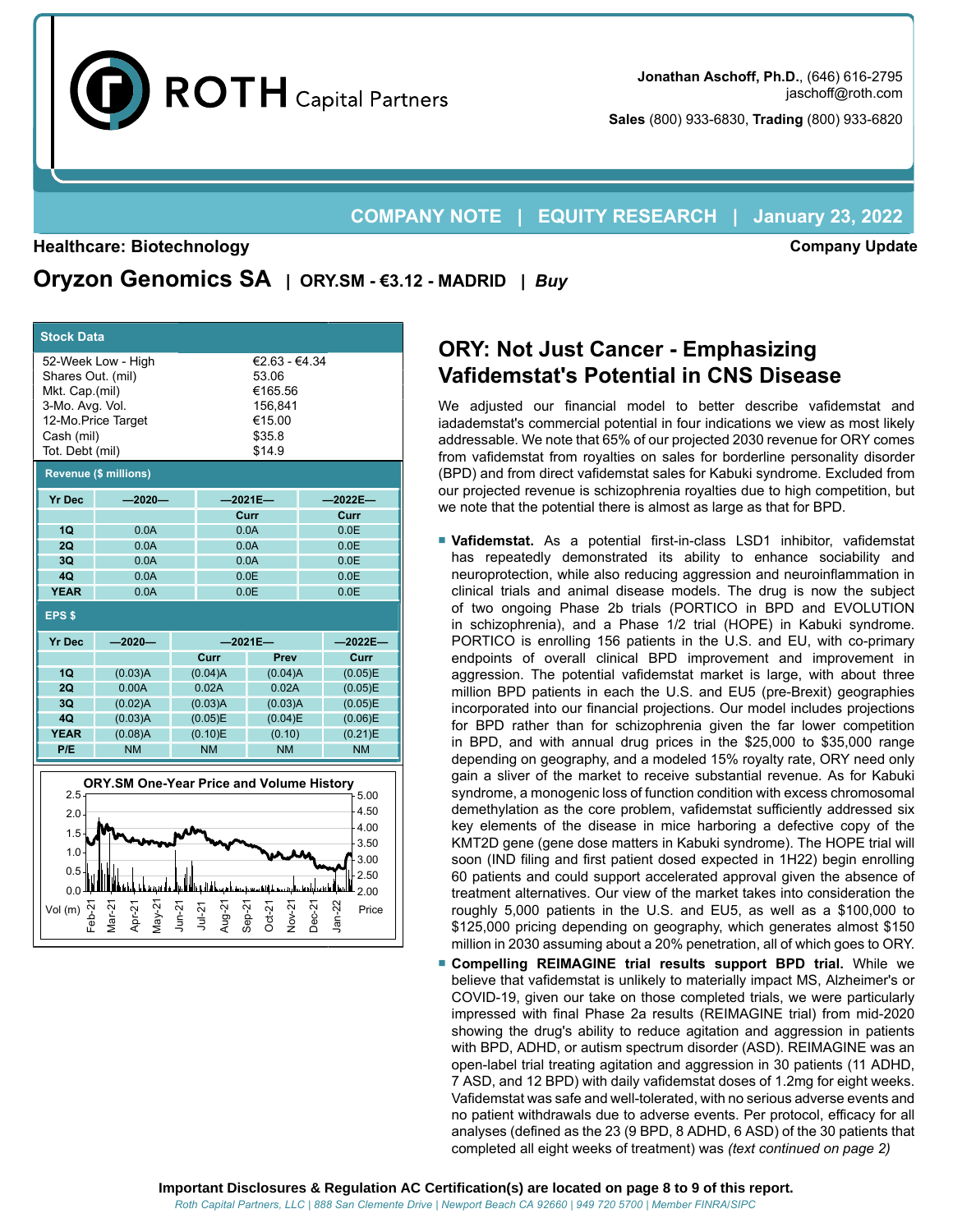**Jonathan Aschoff, Ph.D.**, (646) 616-2795
jaschoff@roth.com

**Sales** (800) 933-6830, **Trading** (800) 933-6820

**COMPANY NOTE | EQUITY RESEARCH | January 23, 2022**

**Healthcare: Biotechnology** — **Company Update**

# Oryzon Genomics SA | ORY.SM - €3.12 - MADRID | *Buy*

**Stock Data**

| | |
|---|---|
| 52-Week Low - High | €2.63 - €4.34 |
| Shares Out. (mil) | 53.06 |
| Mkt. Cap.(mil) | €165.56 |
| 3-Mo. Avg. Vol. | 156,841 |
| 12-Mo.Price Target | €15.00 |
| Cash (mil) | $35.8 |
| Tot. Debt (mil) | $14.9 |

**Revenue ($ millions)**

| Yr Dec | —2020— | —2021E— | —2022E— |
|---|---|---|---|
| | | Curr | Curr |
| 1Q | 0.0A | 0.0A | 0.0E |
| 2Q | 0.0A | 0.0A | 0.0E |
| 3Q | 0.0A | 0.0A | 0.0E |
| 4Q | 0.0A | 0.0E | 0.0E |
| YEAR | 0.0A | 0.0E | 0.0E |

**EPS $**

| Yr Dec | —2020— | —2021E— | | —2022E— |
|---|---|---|---|---|
| | | Curr | Prev | Curr |
| 1Q | (0.03)A | (0.04)A | (0.04)A | (0.05)E |
| 2Q | 0.00A | 0.02A | 0.02A | (0.05)E |
| 3Q | (0.02)A | (0.03)A | (0.03)A | (0.05)E |
| 4Q | (0.03)A | (0.05)E | (0.04)E | (0.06)E |
| YEAR | (0.08)A | (0.10)E | (0.10) | (0.21)E |
| P/E | NM | NM | NM | NM |

**ORY.SM One-Year Price and Volume History**

## ORY: Not Just Cancer - Emphasizing Vafidemstat's Potential in CNS Disease

We adjusted our financial model to better describe vafidemstat and iadademstat's commercial potential in four indications we view as most likely addressable. We note that 65% of our projected 2030 revenue for ORY comes from vafidemstat from royalties on sales for borderline personality disorder (BPD) and from direct vafidemstat sales for Kabuki syndrome. Excluded from our projected revenue is schizophrenia royalties due to high competition, but we note that the potential there is almost as large as that for BPD.

- **Vafidemstat.** As a potential first-in-class LSD1 inhibitor, vafidemstat has repeatedly demonstrated its ability to enhance sociability and neuroprotection, while also reducing aggression and neuroinflammation in clinical trials and animal disease models. The drug is now the subject of two ongoing Phase 2b trials (PORTICO in BPD and EVOLUTION in schizophrenia), and a Phase 1/2 trial (HOPE) in Kabuki syndrome. PORTICO is enrolling 156 patients in the U.S. and EU, with co-primary endpoints of overall clinical BPD improvement and improvement in aggression. The potential vafidemstat market is large, with about three million BPD patients in each the U.S. and EU5 (pre-Brexit) geographies incorporated into our financial projections. Our model includes projections for BPD rather than for schizophrenia given the far lower competition in BPD, and with annual drug prices in the $25,000 to $35,000 range depending on geography, and a modeled 15% royalty rate, ORY need only gain a sliver of the market to receive substantial revenue. As for Kabuki syndrome, a monogenic loss of function condition with excess chromosomal demethylation as the core problem, vafidemstat sufficiently addressed six key elements of the disease in mice harboring a defective copy of the KMT2D gene (gene dose matters in Kabuki syndrome). The HOPE trial will soon (IND filing and first patient dosed expected in 1H22) begin enrolling 60 patients and could support accelerated approval given the absence of treatment alternatives. Our view of the market takes into consideration the roughly 5,000 patients in the U.S. and EU5, as well as a $100,000 to $125,000 pricing depending on geography, which generates almost $150 million in 2030 assuming about a 20% penetration, all of which goes to ORY.
- **Compelling REIMAGINE trial results support BPD trial.** While we believe that vafidemstat is unlikely to materially impact MS, Alzheimer's or COVID-19, given our take on those completed trials, we were particularly impressed with final Phase 2a results (REIMAGINE trial) from mid-2020 showing the drug's ability to reduce agitation and aggression in patients with BPD, ADHD, or autism spectrum disorder (ASD). REIMAGINE was an open-label trial treating agitation and aggression in 30 patients (11 ADHD, 7 ASD, and 12 BPD) with daily vafidemstat doses of 1.2mg for eight weeks. Vafidemstat was safe and well-tolerated, with no serious adverse events and no patient withdrawals due to adverse events. Per protocol, efficacy for all analyses (defined as the 23 (9 BPD, 8 ADHD, 6 ASD) of the 30 patients that completed all eight weeks of treatment) was *(text continued on page 2)*

**Important Disclosures & Regulation AC Certification(s) are located on page 8 to 9 of this report.**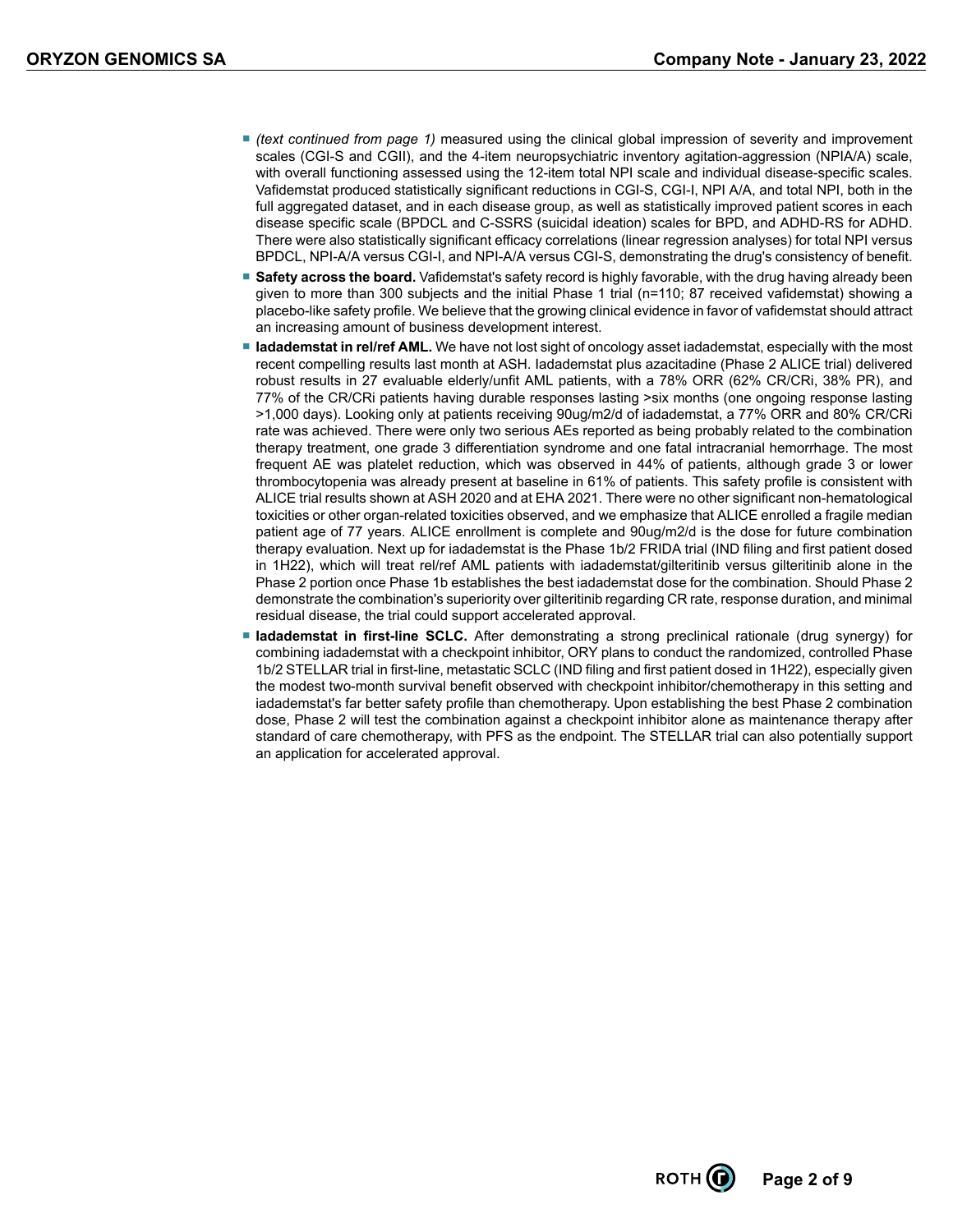- *(text continued from page 1)* measured using the clinical global impression of severity and improvement scales (CGI-S and CGII), and the 4-item neuropsychiatric inventory agitation-aggression (NPIA/A) scale, with overall functioning assessed using the 12-item total NPI scale and individual disease-specific scales. Vafidemstat produced statistically significant reductions in CGI-S, CGI-I, NPI A/A, and total NPI, both in the full aggregated dataset, and in each disease group, as well as statistically improved patient scores in each disease specific scale (BPDCL and C-SSRS (suicidal ideation) scales for BPD, and ADHD-RS for ADHD. There were also statistically significant efficacy correlations (linear regression analyses) for total NPI versus BPDCL, NPI-A/A versus CGI-I, and NPI-A/A versus CGI-S, demonstrating the drug's consistency of benefit.
- **Safety across the board.** Vafidemstat's safety record is highly favorable, with the drug having already been given to more than 300 subjects and the initial Phase 1 trial (n=110; 87 received vafidemstat) showing a placebo-like safety profile. We believe that the growing clinical evidence in favor of vafidemstat should attract an increasing amount of business development interest.
- **Iadademstat in rel/ref AML.** We have not lost sight of oncology asset iadademstat, especially with the most recent compelling results last month at ASH. Iadademstat plus azacitadine (Phase 2 ALICE trial) delivered robust results in 27 evaluable elderly/unfit AML patients, with a 78% ORR (62% CR/CRi, 38% PR), and 77% of the CR/CRi patients having durable responses lasting >six months (one ongoing response lasting >1,000 days). Looking only at patients receiving 90ug/m2/d of iadademstat, a 77% ORR and 80% CR/CRi rate was achieved. There were only two serious AEs reported as being probably related to the combination therapy treatment, one grade 3 differentiation syndrome and one fatal intracranial hemorrhage. The most frequent AE was platelet reduction, which was observed in 44% of patients, although grade 3 or lower thrombocytopenia was already present at baseline in 61% of patients. This safety profile is consistent with ALICE trial results shown at ASH 2020 and at EHA 2021. There were no other significant non-hematological toxicities or other organ-related toxicities observed, and we emphasize that ALICE enrolled a fragile median patient age of 77 years. ALICE enrollment is complete and 90ug/m2/d is the dose for future combination therapy evaluation. Next up for iadademstat is the Phase 1b/2 FRIDA trial (IND filing and first patient dosed in 1H22), which will treat rel/ref AML patients with iadademstat/gilteritinib versus gilteritinib alone in the Phase 2 portion once Phase 1b establishes the best iadademstat dose for the combination. Should Phase 2 demonstrate the combination's superiority over gilteritinib regarding CR rate, response duration, and minimal residual disease, the trial could support accelerated approval.
- **Iadademstat in first-line SCLC.** After demonstrating a strong preclinical rationale (drug synergy) for combining iadademstat with a checkpoint inhibitor, ORY plans to conduct the randomized, controlled Phase 1b/2 STELLAR trial in first-line, metastatic SCLC (IND filing and first patient dosed in 1H22), especially given the modest two-month survival benefit observed with checkpoint inhibitor/chemotherapy in this setting and iadademstat's far better safety profile than chemotherapy. Upon establishing the best Phase 2 combination dose, Phase 2 will test the combination against a checkpoint inhibitor alone as maintenance therapy after standard of care chemotherapy, with PFS as the endpoint. The STELLAR trial can also potentially support an application for accelerated approval.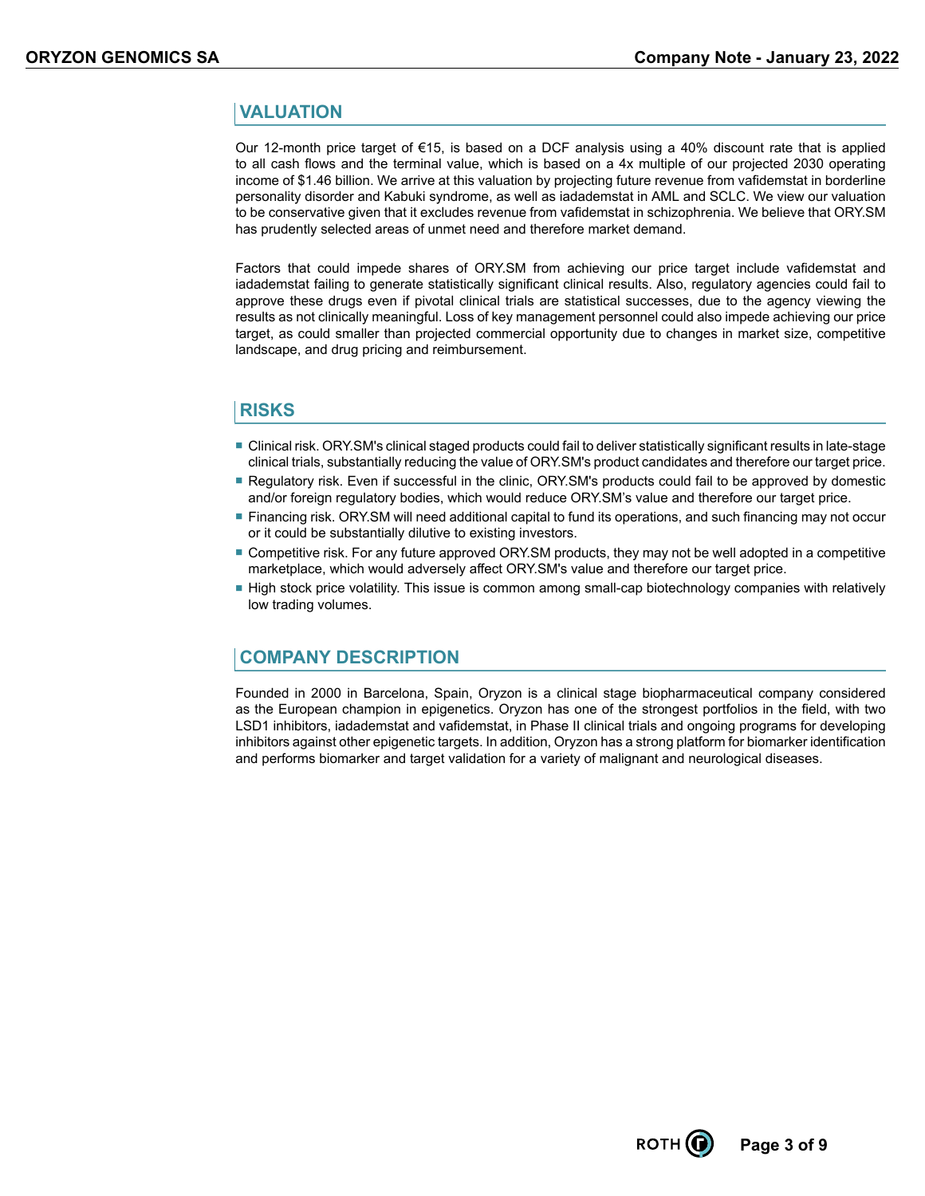## VALUATION

Our 12-month price target of €15, is based on a DCF analysis using a 40% discount rate that is applied to all cash flows and the terminal value, which is based on a 4x multiple of our projected 2030 operating income of $1.46 billion. We arrive at this valuation by projecting future revenue from vafidemstat in borderline personality disorder and Kabuki syndrome, as well as iadademstat in AML and SCLC. We view our valuation to be conservative given that it excludes revenue from vafidemstat in schizophrenia. We believe that ORY.SM has prudently selected areas of unmet need and therefore market demand.

Factors that could impede shares of ORY.SM from achieving our price target include vafidemstat and iadademstat failing to generate statistically significant clinical results. Also, regulatory agencies could fail to approve these drugs even if pivotal clinical trials are statistical successes, due to the agency viewing the results as not clinically meaningful. Loss of key management personnel could also impede achieving our price target, as could smaller than projected commercial opportunity due to changes in market size, competitive landscape, and drug pricing and reimbursement.

## RISKS

- Clinical risk. ORY.SM's clinical staged products could fail to deliver statistically significant results in late-stage clinical trials, substantially reducing the value of ORY.SM's product candidates and therefore our target price.
- Regulatory risk. Even if successful in the clinic, ORY.SM's products could fail to be approved by domestic and/or foreign regulatory bodies, which would reduce ORY.SM's value and therefore our target price.
- Financing risk. ORY.SM will need additional capital to fund its operations, and such financing may not occur or it could be substantially dilutive to existing investors.
- Competitive risk. For any future approved ORY.SM products, they may not be well adopted in a competitive marketplace, which would adversely affect ORY.SM's value and therefore our target price.
- High stock price volatility. This issue is common among small-cap biotechnology companies with relatively low trading volumes.

## COMPANY DESCRIPTION

Founded in 2000 in Barcelona, Spain, Oryzon is a clinical stage biopharmaceutical company considered as the European champion in epigenetics. Oryzon has one of the strongest portfolios in the field, with two LSD1 inhibitors, iadademstat and vafidemstat, in Phase II clinical trials and ongoing programs for developing inhibitors against other epigenetic targets. In addition, Oryzon has a strong platform for biomarker identification and performs biomarker and target validation for a variety of malignant and neurological diseases.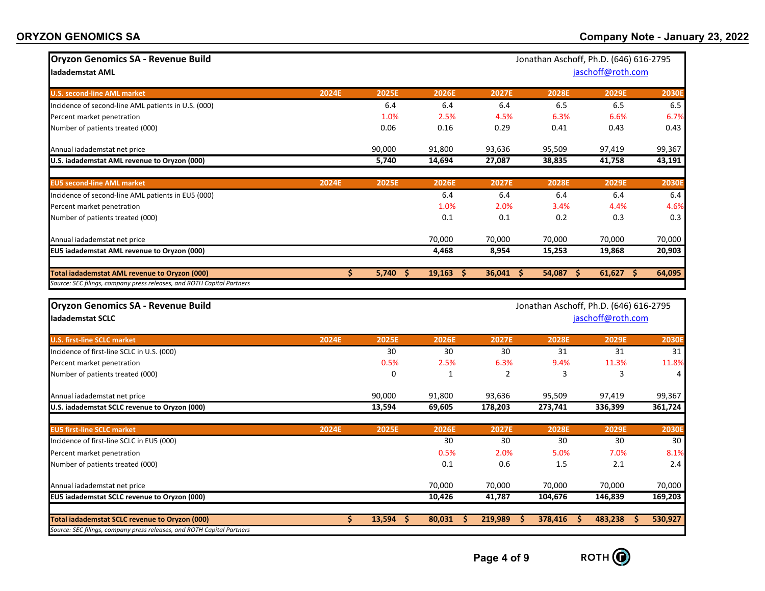## Oryzon Genomics SA - Revenue Build

**Iadademstat AML**

Jonathan Aschoff, Ph.D. (646) 616-2795
jaschoff@roth.com

| U.S. second-line AML market | 2024E | 2025E | 2026E | 2027E | 2028E | 2029E | 2030E |
|---|---|---|---|---|---|---|---|
| Incidence of second-line AML patients in U.S. (000) | | 6.4 | 6.4 | 6.4 | 6.5 | 6.5 | 6.5 |
| Percent market penetration | | 1.0% | 2.5% | 4.5% | 6.3% | 6.6% | 6.7% |
| Number of patients treated (000) | | 0.06 | 0.16 | 0.29 | 0.41 | 0.43 | 0.43 |
| | | | | | | | |
| Annual iadademstat net price | | 90,000 | 91,800 | 93,636 | 95,509 | 97,419 | 99,367 |
| **U.S. iadademstat AML revenue to Oryzon (000)** | | **5,740** | **14,694** | **27,087** | **38,835** | **41,758** | **43,191** |
| | | | | | | | |
| **EU5 second-line AML market** | **2024E** | **2025E** | **2026E** | **2027E** | **2028E** | **2029E** | **2030E** |
| Incidence of second-line AML patients in EU5 (000) | | | 6.4 | 6.4 | 6.4 | 6.4 | 6.4 |
| Percent market penetration | | | 1.0% | 2.0% | 3.4% | 4.4% | 4.6% |
| Number of patients treated (000) | | | 0.1 | 0.1 | 0.2 | 0.3 | 0.3 |
| | | | | | | | |
| Annual iadademstat net price | | | 70,000 | 70,000 | 70,000 | 70,000 | 70,000 |
| **EU5 iadademstat AML revenue to Oryzon (000)** | | | **4,468** | **8,954** | **15,253** | **19,868** | **20,903** |
| | | | | | | | |
| **Total iadademstat AML revenue to Oryzon (000)** | | **$ 5,740** | **$ 19,163** | **$ 36,041** | **$ 54,087** | **$ 61,627** | **$ 64,095** |

*Source: SEC filings, company press releases, and ROTH Capital Partners*

## Oryzon Genomics SA - Revenue Build

**Iadademstat SCLC**

Jonathan Aschoff, Ph.D. (646) 616-2795
jaschoff@roth.com

| U.S. first-line SCLC market | 2024E | 2025E | 2026E | 2027E | 2028E | 2029E | 2030E |
|---|---|---|---|---|---|---|---|
| Incidence of first-line SCLC in U.S. (000) | | 30 | 30 | 30 | 31 | 31 | 31 |
| Percent market penetration | | 0.5% | 2.5% | 6.3% | 9.4% | 11.3% | 11.8% |
| Number of patients treated (000) | | 0 | 1 | 2 | 3 | 3 | 4 |
| | | | | | | | |
| Annual iadademstat net price | | 90,000 | 91,800 | 93,636 | 95,509 | 97,419 | 99,367 |
| **U.S. iadademstat SCLC revenue to Oryzon (000)** | | **13,594** | **69,605** | **178,203** | **273,741** | **336,399** | **361,724** |
| | | | | | | | |
| **EU5 first-line SCLC market** | **2024E** | **2025E** | **2026E** | **2027E** | **2028E** | **2029E** | **2030E** |
| Incidence of first-line SCLC in EU5 (000) | | | 30 | 30 | 30 | 30 | 30 |
| Percent market penetration | | | 0.5% | 2.0% | 5.0% | 7.0% | 8.1% |
| Number of patients treated (000) | | | 0.1 | 0.6 | 1.5 | 2.1 | 2.4 |
| | | | | | | | |
| Annual iadademstat net price | | | 70,000 | 70,000 | 70,000 | 70,000 | 70,000 |
| **EU5 iadademstat SCLC revenue to Oryzon (000)** | | | **10,426** | **41,787** | **104,676** | **146,839** | **169,203** |
| | | | | | | | |
| **Total iadademstat SCLC revenue to Oryzon (000)** | | **$ 13,594** | **$ 80,031** | **$ 219,989** | **$ 378,416** | **$ 483,238** | **$ 530,927** |

*Source: SEC filings, company press releases, and ROTH Capital Partners*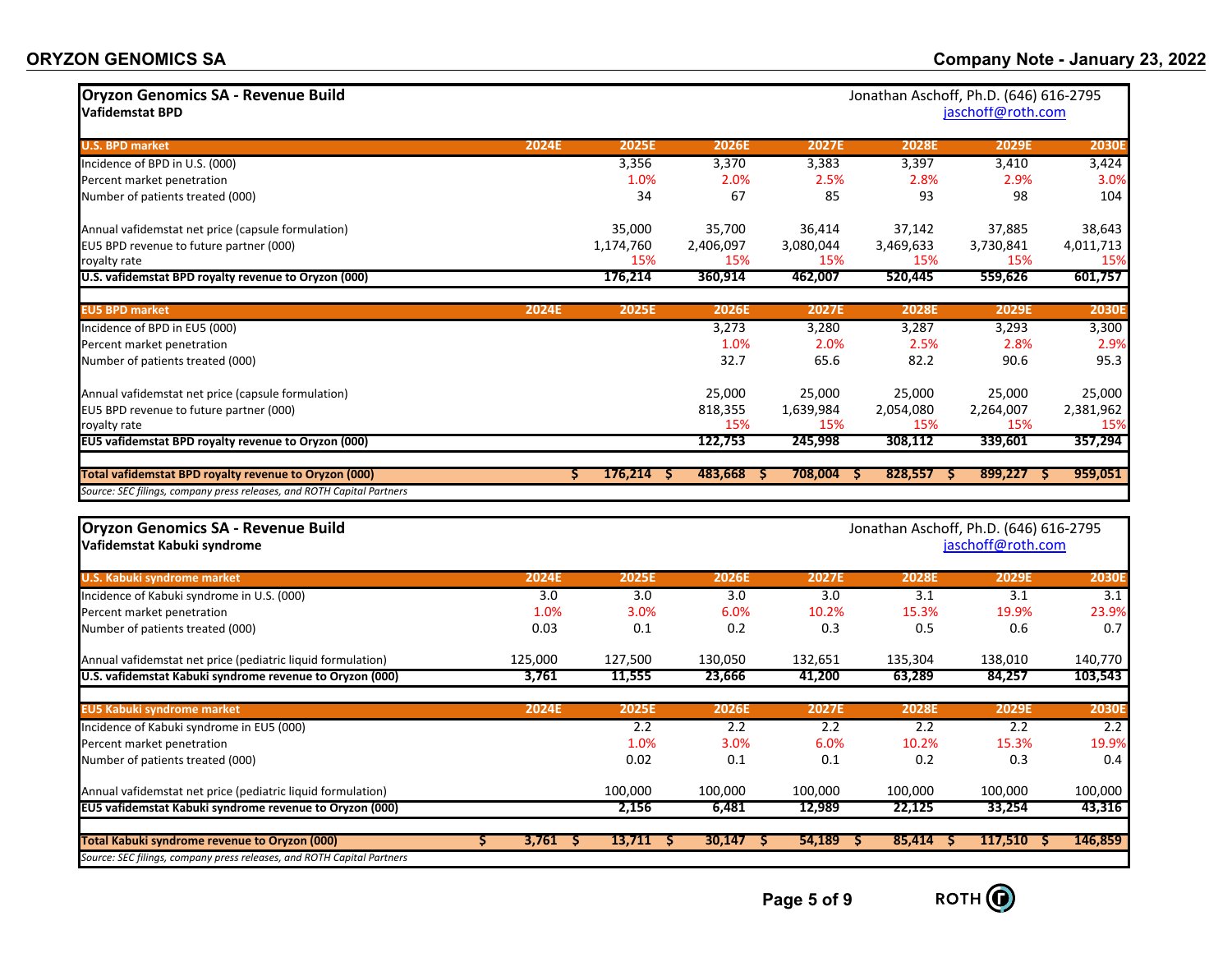## Oryzon Genomics SA - Revenue Build
### Vafidemstat BPD

Jonathan Aschoff, Ph.D. (646) 616-2795
jaschoff@roth.com

| U.S. BPD market | 2024E | 2025E | 2026E | 2027E | 2028E | 2029E | 2030E |
|---|---|---|---|---|---|---|---|
| Incidence of BPD in U.S. (000) | | 3,356 | 3,370 | 3,383 | 3,397 | 3,410 | 3,424 |
| Percent market penetration | | 1.0% | 2.0% | 2.5% | 2.8% | 2.9% | 3.0% |
| Number of patients treated (000) | | 34 | 67 | 85 | 93 | 98 | 104 |
| | | | | | | | |
| Annual vafidemstat net price (capsule formulation) | | 35,000 | 35,700 | 36,414 | 37,142 | 37,885 | 38,643 |
| EU5 BPD revenue to future partner (000) | | 1,174,760 | 2,406,097 | 3,080,044 | 3,469,633 | 3,730,841 | 4,011,713 |
| royalty rate | | 15% | 15% | 15% | 15% | 15% | 15% |
| **U.S. vafidemstat BPD royalty revenue to Oryzon (000)** | | **176,214** | **360,914** | **462,007** | **520,445** | **559,626** | **601,757** |
| | | | | | | | |
| **EU5 BPD market** | **2024E** | **2025E** | **2026E** | **2027E** | **2028E** | **2029E** | **2030E** |
| Incidence of BPD in EU5 (000) | | | 3,273 | 3,280 | 3,287 | 3,293 | 3,300 |
| Percent market penetration | | | 1.0% | 2.0% | 2.5% | 2.8% | 2.9% |
| Number of patients treated (000) | | | 32.7 | 65.6 | 82.2 | 90.6 | 95.3 |
| | | | | | | | |
| Annual vafidemstat net price (capsule formulation) | | | 25,000 | 25,000 | 25,000 | 25,000 | 25,000 |
| EU5 BPD revenue to future partner (000) | | | 818,355 | 1,639,984 | 2,054,080 | 2,264,007 | 2,381,962 |
| royalty rate | | | 15% | 15% | 15% | 15% | 15% |
| **EU5 vafidemstat BPD royalty revenue to Oryzon (000)** | | | **122,753** | **245,998** | **308,112** | **339,601** | **357,294** |
| | | | | | | | |
| **Total vafidemstat BPD royalty revenue to Oryzon (000)** | | **$ 176,214** | **$ 483,668** | **$ 708,004** | **$ 828,557** | **$ 899,227** | **$ 959,051** |

*Source: SEC filings, company press releases, and ROTH Capital Partners*

## Oryzon Genomics SA - Revenue Build
### Vafidemstat Kabuki syndrome

Jonathan Aschoff, Ph.D. (646) 616-2795
jaschoff@roth.com

| U.S. Kabuki syndrome market | 2024E | 2025E | 2026E | 2027E | 2028E | 2029E | 2030E |
|---|---|---|---|---|---|---|---|
| Incidence of Kabuki syndrome in U.S. (000) | 3.0 | 3.0 | 3.0 | 3.0 | 3.1 | 3.1 | 3.1 |
| Percent market penetration | 1.0% | 3.0% | 6.0% | 10.2% | 15.3% | 19.9% | 23.9% |
| Number of patients treated (000) | 0.03 | 0.1 | 0.2 | 0.3 | 0.5 | 0.6 | 0.7 |
| | | | | | | | |
| Annual vafidemstat net price (pediatric liquid formulation) | 125,000 | 127,500 | 130,050 | 132,651 | 135,304 | 138,010 | 140,770 |
| **U.S. vafidemstat Kabuki syndrome revenue to Oryzon (000)** | **3,761** | **11,555** | **23,666** | **41,200** | **63,289** | **84,257** | **103,543** |
| | | | | | | | |
| **EU5 Kabuki syndrome market** | **2024E** | **2025E** | **2026E** | **2027E** | **2028E** | **2029E** | **2030E** |
| Incidence of Kabuki syndrome in EU5 (000) | | 2.2 | 2.2 | 2.2 | 2.2 | 2.2 | 2.2 |
| Percent market penetration | | 1.0% | 3.0% | 6.0% | 10.2% | 15.3% | 19.9% |
| Number of patients treated (000) | | 0.02 | 0.1 | 0.1 | 0.2 | 0.3 | 0.4 |
| | | | | | | | |
| Annual vafidemstat net price (pediatric liquid formulation) | | 100,000 | 100,000 | 100,000 | 100,000 | 100,000 | 100,000 |
| **EU5 vafidemstat Kabuki syndrome revenue to Oryzon (000)** | | **2,156** | **6,481** | **12,989** | **22,125** | **33,254** | **43,316** |
| | | | | | | | |
| **Total Kabuki syndrome revenue to Oryzon (000)** | **$ 3,761** | **$ 13,711** | **$ 30,147** | **$ 54,189** | **$ 85,414** | **$ 117,510** | **$ 146,859** |

*Source: SEC filings, company press releases, and ROTH Capital Partners*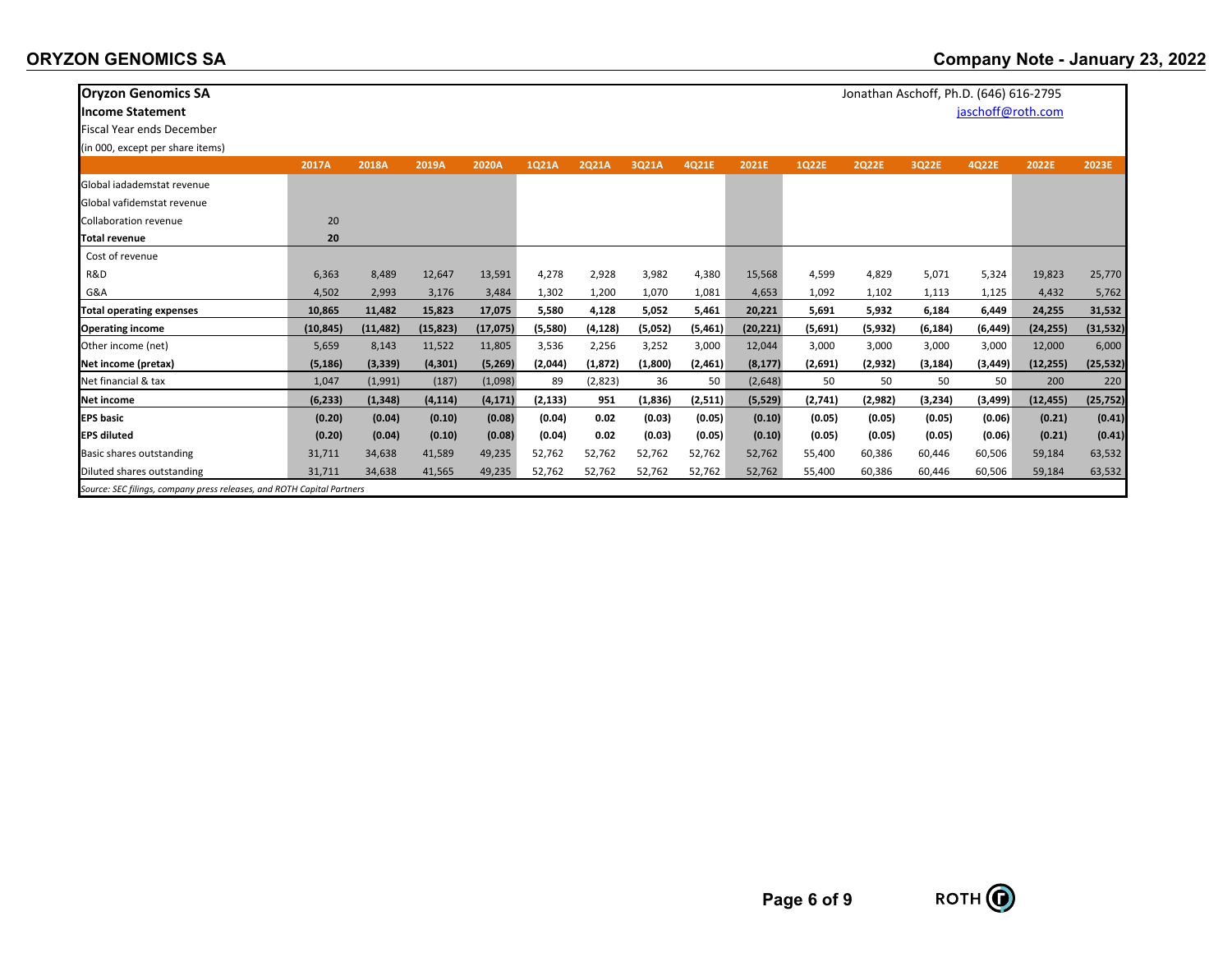**Oryzon Genomics SA**
**Income Statement**
Fiscal Year ends December
(in 000, except per share items)

Jonathan Aschoff, Ph.D. (646) 616-2795
jaschoff@roth.com

| | 2017A | 2018A | 2019A | 2020A | 1Q21A | 2Q21A | 3Q21A | 4Q21E | 2021E | 1Q22E | 2Q22E | 3Q22E | 4Q22E | 2022E | 2023E |
|---|---|---|---|---|---|---|---|---|---|---|---|---|---|---|---|
| Global iadademstat revenue | | | | | | | | | | | | | | | |
| Global vafidemstat revenue | | | | | | | | | | | | | | | |
| Collaboration revenue | 20 | | | | | | | | | | | | | | |
| **Total revenue** | **20** | | | | | | | | | | | | | | |
| Cost of revenue | | | | | | | | | | | | | | | |
| R&D | 6,363 | 8,489 | 12,647 | 13,591 | 4,278 | 2,928 | 3,982 | 4,380 | 15,568 | 4,599 | 4,829 | 5,071 | 5,324 | 19,823 | 25,770 |
| G&A | 4,502 | 2,993 | 3,176 | 3,484 | 1,302 | 1,200 | 1,070 | 1,081 | 4,653 | 1,092 | 1,102 | 1,113 | 1,125 | 4,432 | 5,762 |
| **Total operating expenses** | **10,865** | **11,482** | **15,823** | **17,075** | **5,580** | **4,128** | **5,052** | **5,461** | **20,221** | **5,691** | **5,932** | **6,184** | **6,449** | **24,255** | **31,532** |
| **Operating income** | **(10,845)** | **(11,482)** | **(15,823)** | **(17,075)** | **(5,580)** | **(4,128)** | **(5,052)** | **(5,461)** | **(20,221)** | **(5,691)** | **(5,932)** | **(6,184)** | **(6,449)** | **(24,255)** | **(31,532)** |
| Other income (net) | 5,659 | 8,143 | 11,522 | 11,805 | 3,536 | 2,256 | 3,252 | 3,000 | 12,044 | 3,000 | 3,000 | 3,000 | 3,000 | 12,000 | 6,000 |
| **Net income (pretax)** | **(5,186)** | **(3,339)** | **(4,301)** | **(5,269)** | **(2,044)** | **(1,872)** | **(1,800)** | **(2,461)** | **(8,177)** | **(2,691)** | **(2,932)** | **(3,184)** | **(3,449)** | **(12,255)** | **(25,532)** |
| Net financial & tax | 1,047 | (1,991) | (187) | (1,098) | 89 | (2,823) | 36 | 50 | (2,648) | 50 | 50 | 50 | 50 | 200 | 220 |
| **Net income** | **(6,233)** | **(1,348)** | **(4,114)** | **(4,171)** | **(2,133)** | **951** | **(1,836)** | **(2,511)** | **(5,529)** | **(2,741)** | **(2,982)** | **(3,234)** | **(3,499)** | **(12,455)** | **(25,752)** |
| **EPS basic** | **(0.20)** | **(0.04)** | **(0.10)** | **(0.08)** | **(0.04)** | **0.02** | **(0.03)** | **(0.05)** | **(0.10)** | **(0.05)** | **(0.05)** | **(0.05)** | **(0.06)** | **(0.21)** | **(0.41)** |
| **EPS diluted** | **(0.20)** | **(0.04)** | **(0.10)** | **(0.08)** | **(0.04)** | **0.02** | **(0.03)** | **(0.05)** | **(0.10)** | **(0.05)** | **(0.05)** | **(0.05)** | **(0.06)** | **(0.21)** | **(0.41)** |
| Basic shares outstanding | 31,711 | 34,638 | 41,589 | 49,235 | 52,762 | 52,762 | 52,762 | 52,762 | 52,762 | 55,400 | 60,386 | 60,446 | 60,506 | 59,184 | 63,532 |
| Diluted shares outstanding | 31,711 | 34,638 | 41,565 | 49,235 | 52,762 | 52,762 | 52,762 | 52,762 | 52,762 | 55,400 | 60,386 | 60,446 | 60,506 | 59,184 | 63,532 |

*Source: SEC filings, company press releases, and ROTH Capital Partners*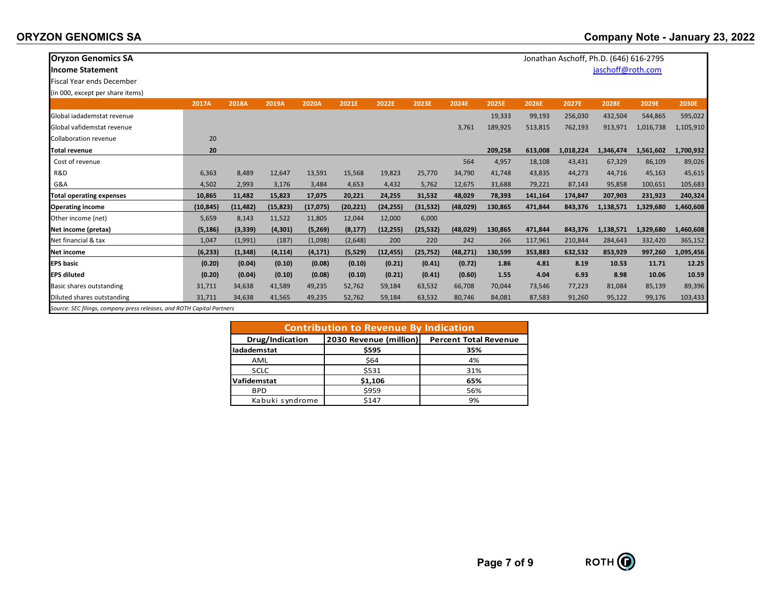**Oryzon Genomics SA**
**Income Statement**
Fiscal Year ends December
(in 000, except per share items)

Jonathan Aschoff, Ph.D. (646) 616-2795
jaschoff@roth.com

| | 2017A | 2018A | 2019A | 2020A | 2021E | 2022E | 2023E | 2024E | 2025E | 2026E | 2027E | 2028E | 2029E | 2030E |
|---|---|---|---|---|---|---|---|---|---|---|---|---|---|---|
| Global iadademstat revenue | | | | | | | | | 19,333 | 99,193 | 256,030 | 432,504 | 544,865 | 595,022 |
| Global vafidemstat revenue | | | | | | | | 3,761 | 189,925 | 513,815 | 762,193 | 913,971 | 1,016,738 | 1,105,910 |
| Collaboration revenue | 20 | | | | | | | | | | | | | |
| **Total revenue** | **20** | | | | | | | | **209,258** | **613,008** | **1,018,224** | **1,346,474** | **1,561,602** | **1,700,932** |
| Cost of revenue | | | | | | | | 564 | 4,957 | 18,108 | 43,431 | 67,329 | 86,109 | 89,026 |
| R&D | 6,363 | 8,489 | 12,647 | 13,591 | 15,568 | 19,823 | 25,770 | 34,790 | 41,748 | 43,835 | 44,273 | 44,716 | 45,163 | 45,615 |
| G&A | 4,502 | 2,993 | 3,176 | 3,484 | 4,653 | 4,432 | 5,762 | 12,675 | 31,688 | 79,221 | 87,143 | 95,858 | 100,651 | 105,683 |
| **Total operating expenses** | **10,865** | **11,482** | **15,823** | **17,075** | **20,221** | **24,255** | **31,532** | **48,029** | **78,393** | **141,164** | **174,847** | **207,903** | **231,923** | **240,324** |
| **Operating income** | **(10,845)** | **(11,482)** | **(15,823)** | **(17,075)** | **(20,221)** | **(24,255)** | **(31,532)** | **(48,029)** | **130,865** | **471,844** | **843,376** | **1,138,571** | **1,329,680** | **1,460,608** |
| Other income (net) | 5,659 | 8,143 | 11,522 | 11,805 | 12,044 | 12,000 | 6,000 | | | | | | | |
| **Net income (pretax)** | **(5,186)** | **(3,339)** | **(4,301)** | **(5,269)** | **(8,177)** | **(12,255)** | **(25,532)** | **(48,029)** | **130,865** | **471,844** | **843,376** | **1,138,571** | **1,329,680** | **1,460,608** |
| Net financial & tax | 1,047 | (1,991) | (187) | (1,098) | (2,648) | 200 | 220 | 242 | 266 | 117,961 | 210,844 | 284,643 | 332,420 | 365,152 |
| **Net income** | **(6,233)** | **(1,348)** | **(4,114)** | **(4,171)** | **(5,529)** | **(12,455)** | **(25,752)** | **(48,271)** | **130,599** | **353,883** | **632,532** | **853,929** | **997,260** | **1,095,456** |
| **EPS basic** | **(0.20)** | **(0.04)** | **(0.10)** | **(0.08)** | **(0.10)** | **(0.21)** | **(0.41)** | **(0.72)** | **1.86** | **4.81** | **8.19** | **10.53** | **11.71** | **12.25** |
| **EPS diluted** | **(0.20)** | **(0.04)** | **(0.10)** | **(0.08)** | **(0.10)** | **(0.21)** | **(0.41)** | **(0.60)** | **1.55** | **4.04** | **6.93** | **8.98** | **10.06** | **10.59** |
| Basic shares outstanding | 31,711 | 34,638 | 41,589 | 49,235 | 52,762 | 59,184 | 63,532 | 66,708 | 70,044 | 73,546 | 77,223 | 81,084 | 85,139 | 89,396 |
| Diluted shares outstanding | 31,711 | 34,638 | 41,565 | 49,235 | 52,762 | 59,184 | 63,532 | 80,746 | 84,081 | 87,583 | 91,260 | 95,122 | 99,176 | 103,433 |

*Source: SEC filings, company press releases, and ROTH Capital Partners*

**Contribution to Revenue By Indication**

| Drug/Indication | 2030 Revenue (million) | Percent Total Revenue |
|---|---|---|
| **Iadademstat** | **$595** | **35%** |
| AML | $64 | 4% |
| SCLC | $531 | 31% |
| **Vafidemstat** | **$1,106** | **65%** |
| BPD | $959 | 56% |
| Kabuki syndrome | $147 | 9% |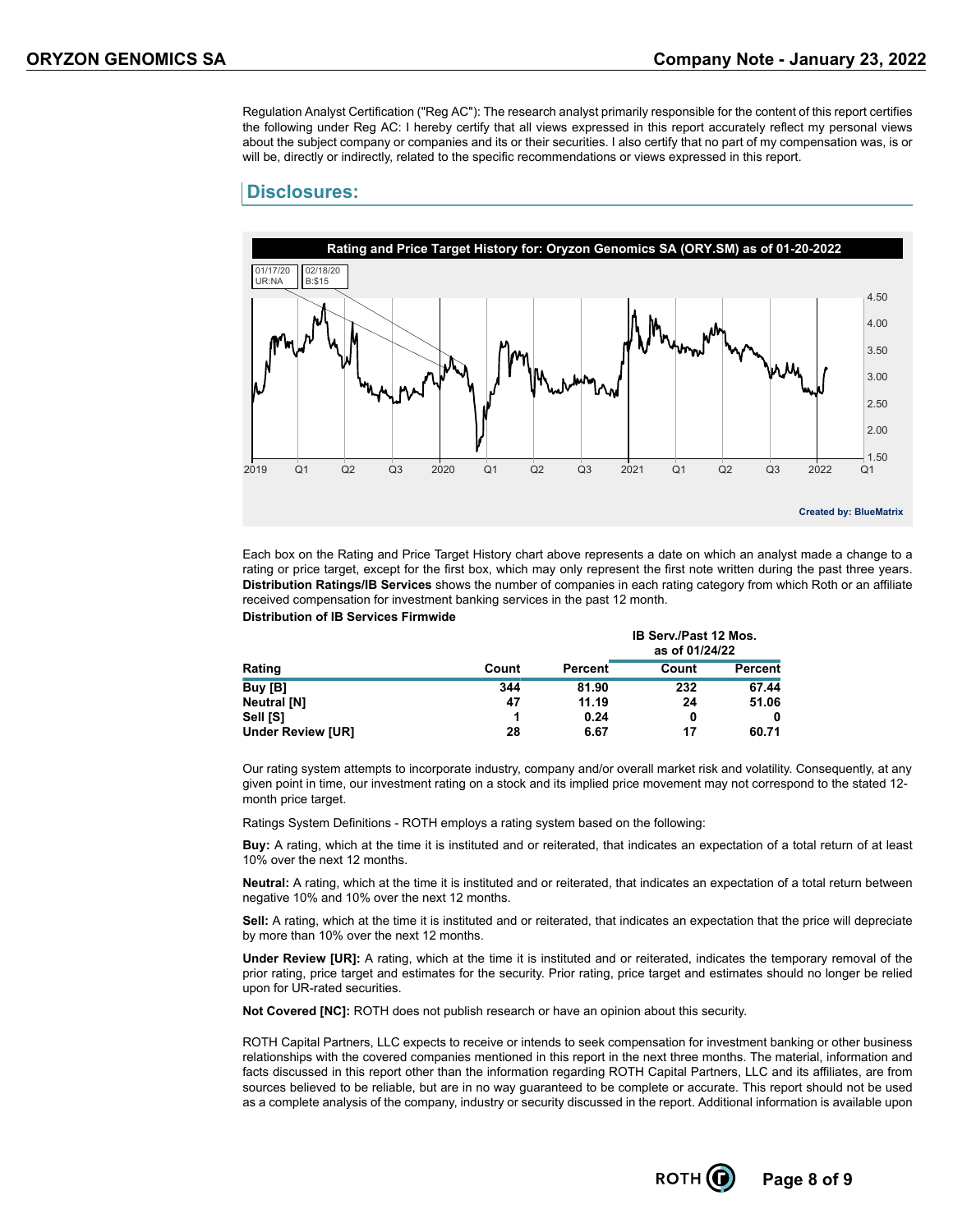Regulation Analyst Certification ("Reg AC"): The research analyst primarily responsible for the content of this report certifies the following under Reg AC: I hereby certify that all views expressed in this report accurately reflect my personal views about the subject company or companies and its or their securities. I also certify that no part of my compensation was, is or will be, directly or indirectly, related to the specific recommendations or views expressed in this report.

## Disclosures:

**Rating and Price Target History for: Oryzon Genomics SA (ORY.SM) as of 01-20-2022**

01/17/20 UR:NA

02/18/20 B:$15

Created by: BlueMatrix

Each box on the Rating and Price Target History chart above represents a date on which an analyst made a change to a rating or price target, except for the first box, which may only represent the first note written during the past three years. **Distribution Ratings/IB Services** shows the number of companies in each rating category from which Roth or an affiliate received compensation for investment banking services in the past 12 month.

**Distribution of IB Services Firmwide**

| Rating | Count | Percent | IB Serv./Past 12 Mos. as of 01/24/22 | |
|---|---|---|---|---|
| | | | Count | Percent |
| **Buy [B]** | **344** | **81.90** | **232** | **67.44** |
| **Neutral [N]** | **47** | **11.19** | **24** | **51.06** |
| **Sell [S]** | **1** | **0.24** | **0** | **0** |
| **Under Review [UR]** | **28** | **6.67** | **17** | **60.71** |

Our rating system attempts to incorporate industry, company and/or overall market risk and volatility. Consequently, at any given point in time, our investment rating on a stock and its implied price movement may not correspond to the stated 12-month price target.

Ratings System Definitions - ROTH employs a rating system based on the following:

**Buy:** A rating, which at the time it is instituted and or reiterated, that indicates an expectation of a total return of at least 10% over the next 12 months.

**Neutral:** A rating, which at the time it is instituted and or reiterated, that indicates an expectation of a total return between negative 10% and 10% over the next 12 months.

**Sell:** A rating, which at the time it is instituted and or reiterated, that indicates an expectation that the price will depreciate by more than 10% over the next 12 months.

**Under Review [UR]:** A rating, which at the time it is instituted and or reiterated, indicates the temporary removal of the prior rating, price target and estimates for the security. Prior rating, price target and estimates should no longer be relied upon for UR-rated securities.

**Not Covered [NC]:** ROTH does not publish research or have an opinion about this security.

ROTH Capital Partners, LLC expects to receive or intends to seek compensation for investment banking or other business relationships with the covered companies mentioned in this report in the next three months. The material, information and facts discussed in this report other than the information regarding ROTH Capital Partners, LLC and its affiliates, are from sources believed to be reliable, but are in no way guaranteed to be complete or accurate. This report should not be used as a complete analysis of the company, industry or security discussed in the report. Additional information is available upon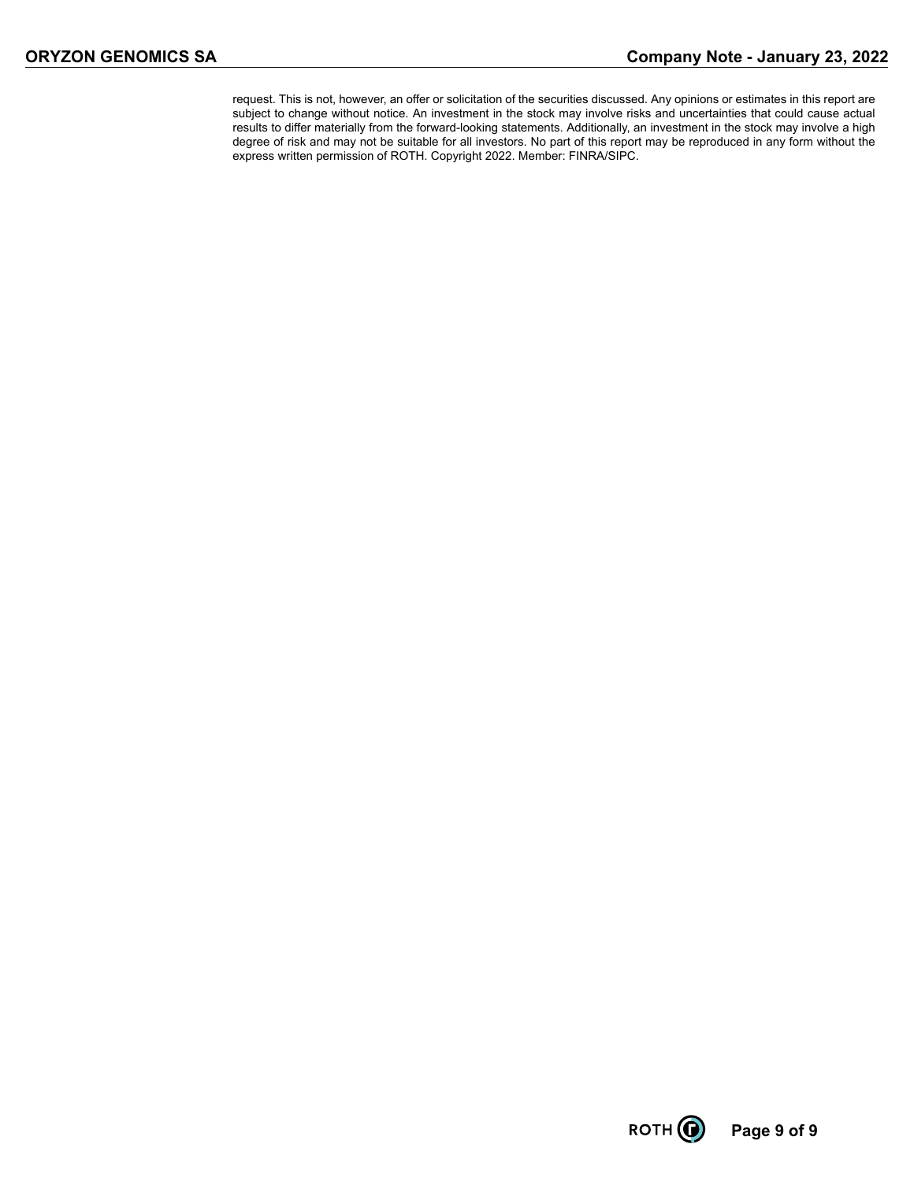request. This is not, however, an offer or solicitation of the securities discussed. Any opinions or estimates in this report are subject to change without notice. An investment in the stock may involve risks and uncertainties that could cause actual results to differ materially from the forward-looking statements. Additionally, an investment in the stock may involve a high degree of risk and may not be suitable for all investors. No part of this report may be reproduced in any form without the express written permission of ROTH. Copyright 2022. Member: FINRA/SIPC.